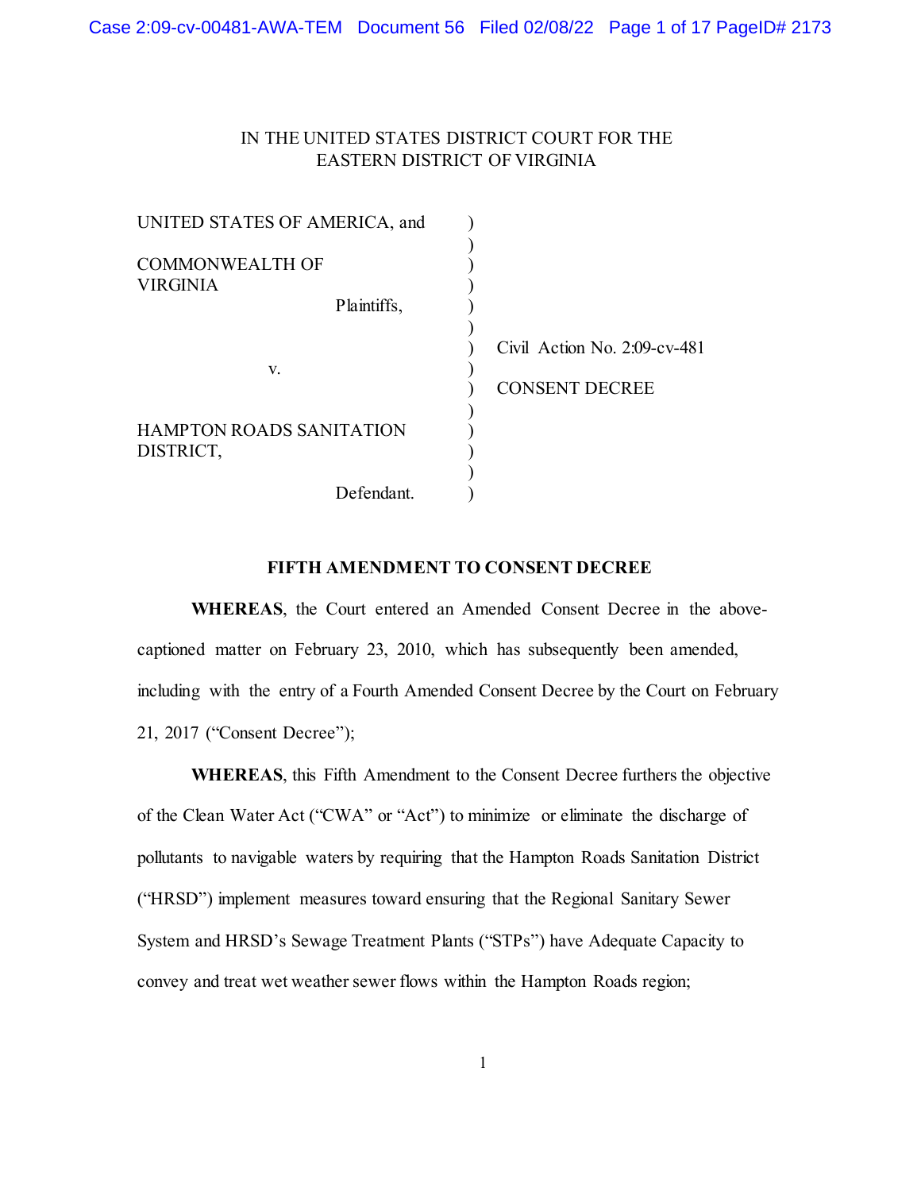IN THE UNITED STATES DISTRICT COURT FOR THE
EASTERN DISTRICT OF VIRGINIA

UNITED STATES OF AMERICA, and

COMMONWEALTH OF VIRGINIA

Plaintiffs,

v.

HAMPTON ROADS SANITATION DISTRICT,

Defendant.

Civil Action No. 2:09-cv-481

CONSENT DECREE

**FIFTH AMENDMENT TO CONSENT DECREE**

**WHEREAS**, the Court entered an Amended Consent Decree in the above-captioned matter on February 23, 2010, which has subsequently been amended, including with the entry of a Fourth Amended Consent Decree by the Court on February 21, 2017 ("Consent Decree");

**WHEREAS**, this Fifth Amendment to the Consent Decree furthers the objective of the Clean Water Act ("CWA" or "Act") to minimize or eliminate the discharge of pollutants to navigable waters by requiring that the Hampton Roads Sanitation District ("HRSD") implement measures toward ensuring that the Regional Sanitary Sewer System and HRSD's Sewage Treatment Plants ("STPs") have Adequate Capacity to convey and treat wet weather sewer flows within the Hampton Roads region;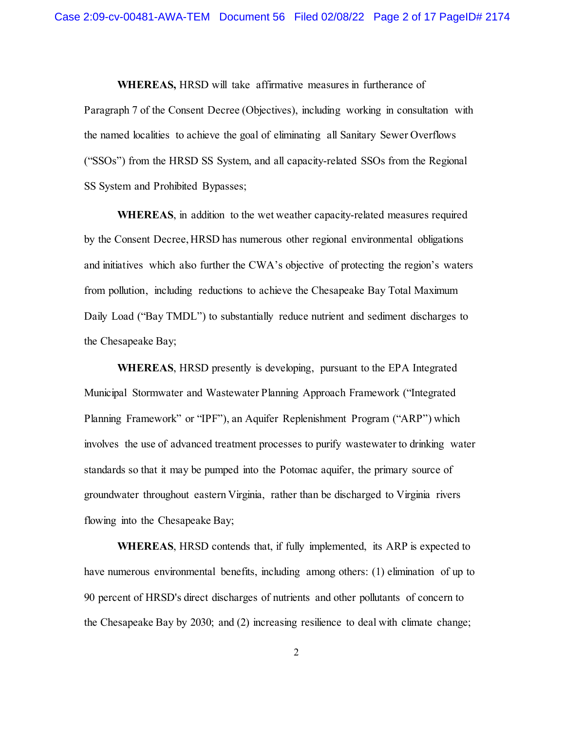**WHEREAS,** HRSD will take affirmative measures in furtherance of Paragraph 7 of the Consent Decree (Objectives), including working in consultation with the named localities to achieve the goal of eliminating all Sanitary Sewer Overflows ("SSOs") from the HRSD SS System, and all capacity-related SSOs from the Regional SS System and Prohibited Bypasses;

**WHEREAS**, in addition to the wet weather capacity-related measures required by the Consent Decree, HRSD has numerous other regional environmental obligations and initiatives which also further the CWA's objective of protecting the region's waters from pollution, including reductions to achieve the Chesapeake Bay Total Maximum Daily Load ("Bay TMDL") to substantially reduce nutrient and sediment discharges to the Chesapeake Bay;

**WHEREAS**, HRSD presently is developing, pursuant to the EPA Integrated Municipal Stormwater and Wastewater Planning Approach Framework ("Integrated Planning Framework" or "IPF"), an Aquifer Replenishment Program ("ARP") which involves the use of advanced treatment processes to purify wastewater to drinking water standards so that it may be pumped into the Potomac aquifer, the primary source of groundwater throughout eastern Virginia, rather than be discharged to Virginia rivers flowing into the Chesapeake Bay;

**WHEREAS**, HRSD contends that, if fully implemented, its ARP is expected to have numerous environmental benefits, including among others: (1) elimination of up to 90 percent of HRSD's direct discharges of nutrients and other pollutants of concern to the Chesapeake Bay by 2030; and (2) increasing resilience to deal with climate change;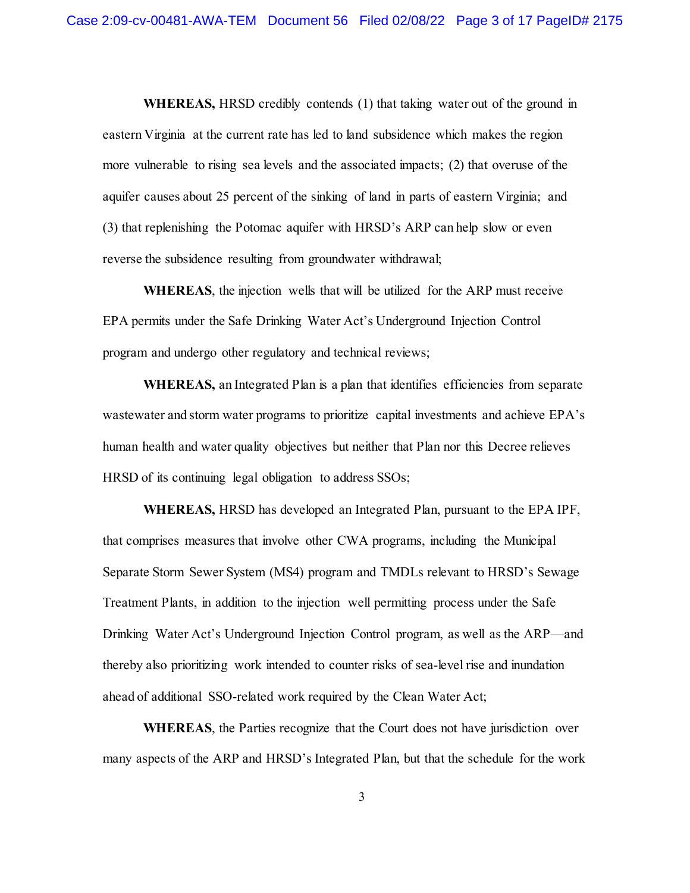**WHEREAS,** HRSD credibly contends (1) that taking water out of the ground in eastern Virginia at the current rate has led to land subsidence which makes the region more vulnerable to rising sea levels and the associated impacts; (2) that overuse of the aquifer causes about 25 percent of the sinking of land in parts of eastern Virginia; and (3) that replenishing the Potomac aquifer with HRSD's ARP can help slow or even reverse the subsidence resulting from groundwater withdrawal;

**WHEREAS**, the injection wells that will be utilized for the ARP must receive EPA permits under the Safe Drinking Water Act's Underground Injection Control program and undergo other regulatory and technical reviews;

**WHEREAS,** an Integrated Plan is a plan that identifies efficiencies from separate wastewater and storm water programs to prioritize capital investments and achieve EPA's human health and water quality objectives but neither that Plan nor this Decree relieves HRSD of its continuing legal obligation to address SSOs;

**WHEREAS,** HRSD has developed an Integrated Plan, pursuant to the EPA IPF, that comprises measures that involve other CWA programs, including the Municipal Separate Storm Sewer System (MS4) program and TMDLs relevant to HRSD's Sewage Treatment Plants, in addition to the injection well permitting process under the Safe Drinking Water Act's Underground Injection Control program, as well as the ARP—and thereby also prioritizing work intended to counter risks of sea-level rise and inundation ahead of additional SSO-related work required by the Clean Water Act;

**WHEREAS**, the Parties recognize that the Court does not have jurisdiction over many aspects of the ARP and HRSD's Integrated Plan, but that the schedule for the work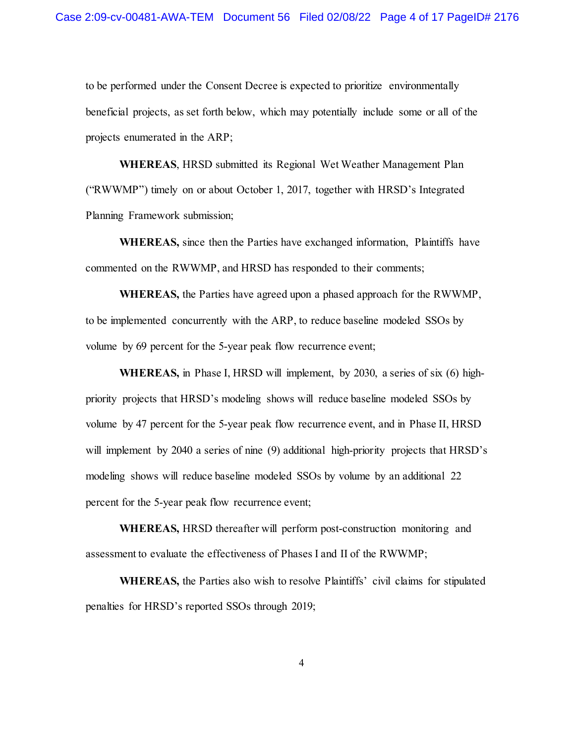to be performed under the Consent Decree is expected to prioritize environmentally beneficial projects, as set forth below, which may potentially include some or all of the projects enumerated in the ARP;

**WHEREAS**, HRSD submitted its Regional Wet Weather Management Plan ("RWWMP") timely on or about October 1, 2017, together with HRSD's Integrated Planning Framework submission;

**WHEREAS,** since then the Parties have exchanged information, Plaintiffs have commented on the RWWMP, and HRSD has responded to their comments;

**WHEREAS,** the Parties have agreed upon a phased approach for the RWWMP, to be implemented concurrently with the ARP, to reduce baseline modeled SSOs by volume by 69 percent for the 5-year peak flow recurrence event;

**WHEREAS,** in Phase I, HRSD will implement, by 2030, a series of six (6) high-priority projects that HRSD's modeling shows will reduce baseline modeled SSOs by volume by 47 percent for the 5-year peak flow recurrence event, and in Phase II, HRSD will implement by 2040 a series of nine (9) additional high-priority projects that HRSD's modeling shows will reduce baseline modeled SSOs by volume by an additional 22 percent for the 5-year peak flow recurrence event;

**WHEREAS,** HRSD thereafter will perform post-construction monitoring and assessment to evaluate the effectiveness of Phases I and II of the RWWMP;

**WHEREAS,** the Parties also wish to resolve Plaintiffs' civil claims for stipulated penalties for HRSD's reported SSOs through 2019;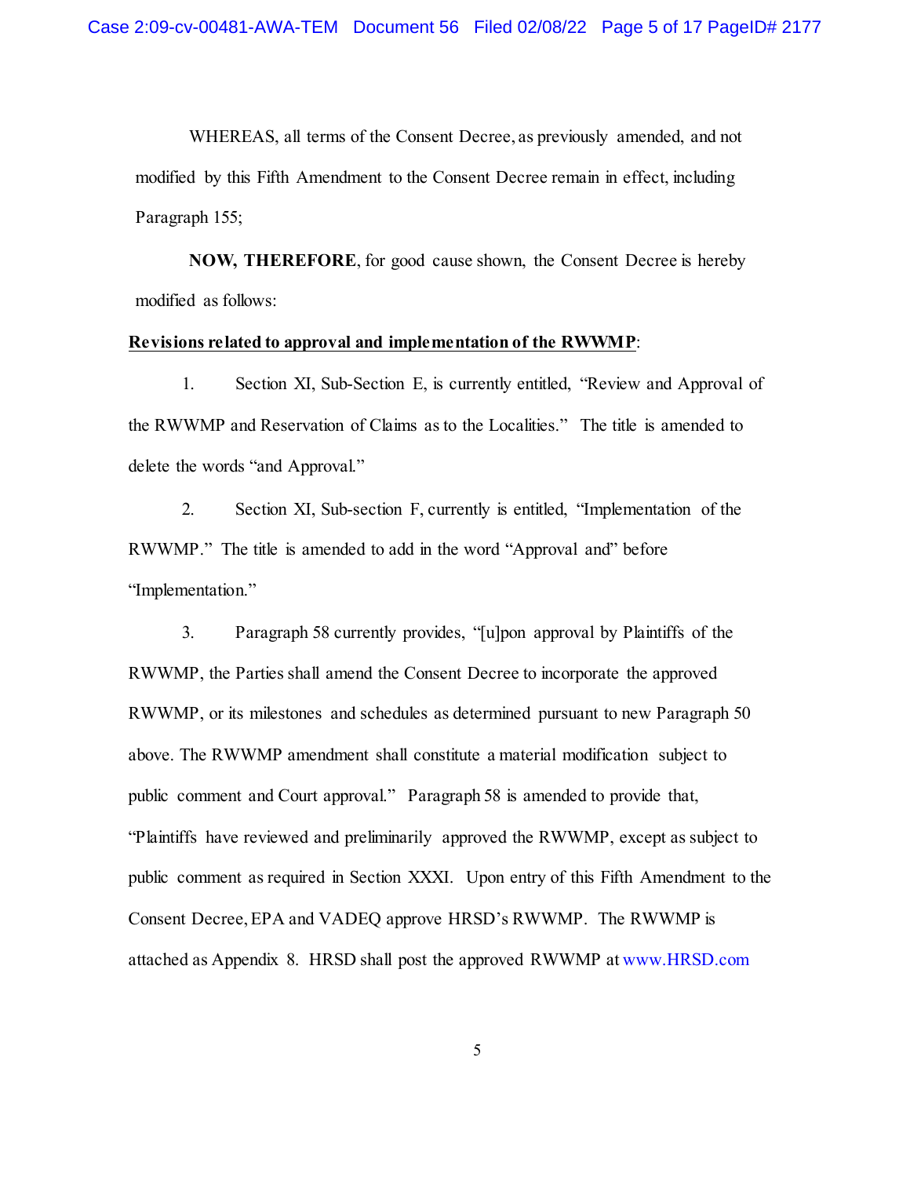WHEREAS, all terms of the Consent Decree, as previously amended, and not modified by this Fifth Amendment to the Consent Decree remain in effect, including Paragraph 155;

**NOW, THEREFORE**, for good cause shown, the Consent Decree is hereby modified as follows:

**Revisions related to approval and implementation of the RWWMP**:

1. Section XI, Sub-Section E, is currently entitled, "Review and Approval of the RWWMP and Reservation of Claims as to the Localities." The title is amended to delete the words "and Approval."

2. Section XI, Sub-section F, currently is entitled, "Implementation of the RWWMP." The title is amended to add in the word "Approval and" before "Implementation."

3. Paragraph 58 currently provides, "[u]pon approval by Plaintiffs of the RWWMP, the Parties shall amend the Consent Decree to incorporate the approved RWWMP, or its milestones and schedules as determined pursuant to new Paragraph 50 above. The RWWMP amendment shall constitute a material modification subject to public comment and Court approval." Paragraph 58 is amended to provide that, "Plaintiffs have reviewed and preliminarily approved the RWWMP, except as subject to public comment as required in Section XXXI. Upon entry of this Fifth Amendment to the Consent Decree, EPA and VADEQ approve HRSD's RWWMP. The RWWMP is attached as Appendix 8. HRSD shall post the approved RWWMP at www.HRSD.com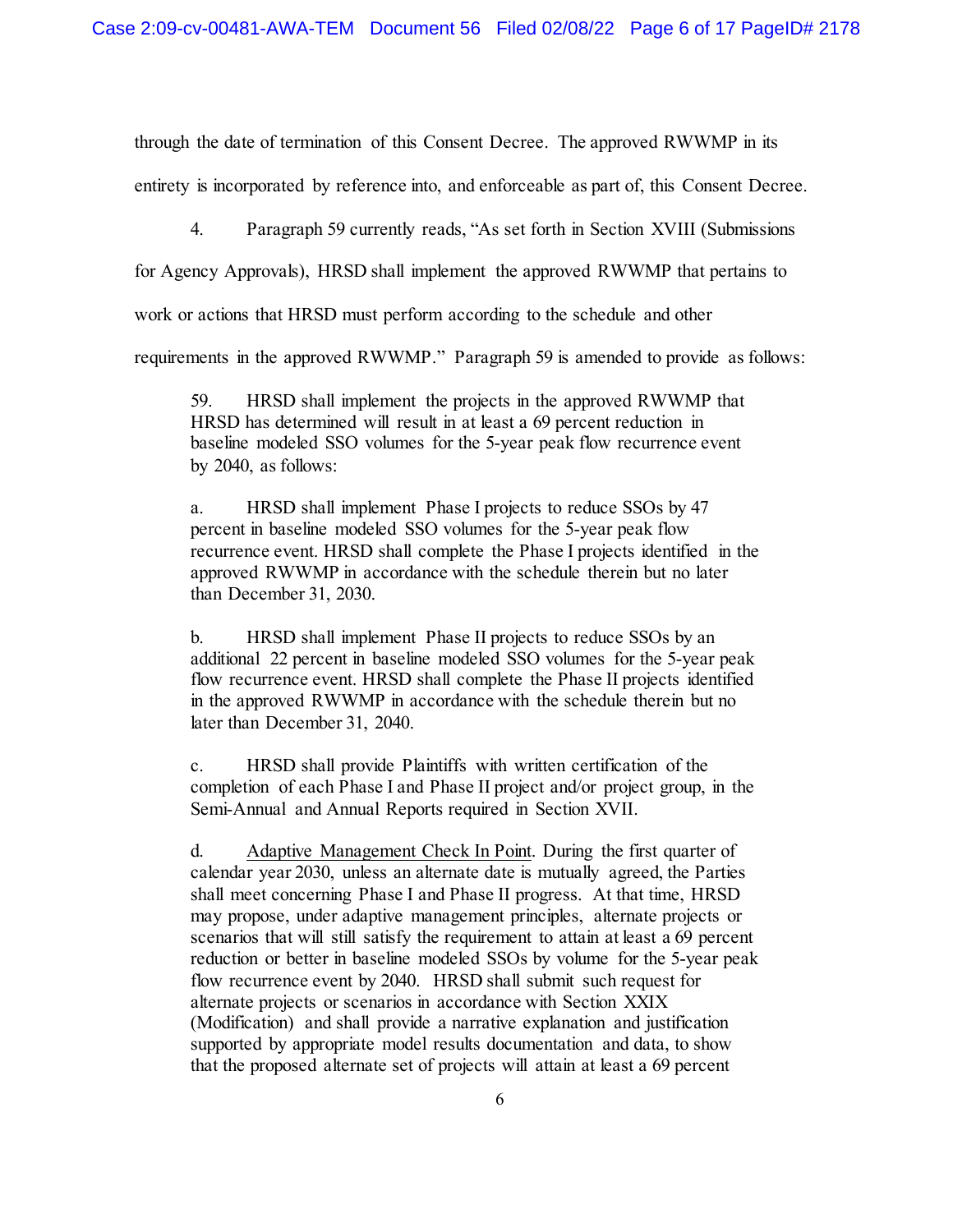through the date of termination of this Consent Decree. The approved RWWMP in its entirety is incorporated by reference into, and enforceable as part of, this Consent Decree.

4. Paragraph 59 currently reads, "As set forth in Section XVIII (Submissions for Agency Approvals), HRSD shall implement the approved RWWMP that pertains to work or actions that HRSD must perform according to the schedule and other requirements in the approved RWWMP." Paragraph 59 is amended to provide as follows:

> 59. HRSD shall implement the projects in the approved RWWMP that HRSD has determined will result in at least a 69 percent reduction in baseline modeled SSO volumes for the 5-year peak flow recurrence event by 2040, as follows:
>
> a. HRSD shall implement Phase I projects to reduce SSOs by 47 percent in baseline modeled SSO volumes for the 5-year peak flow recurrence event. HRSD shall complete the Phase I projects identified in the approved RWWMP in accordance with the schedule therein but no later than December 31, 2030.
>
> b. HRSD shall implement Phase II projects to reduce SSOs by an additional 22 percent in baseline modeled SSO volumes for the 5-year peak flow recurrence event. HRSD shall complete the Phase II projects identified in the approved RWWMP in accordance with the schedule therein but no later than December 31, 2040.
>
> c. HRSD shall provide Plaintiffs with written certification of the completion of each Phase I and Phase II project and/or project group, in the Semi-Annual and Annual Reports required in Section XVII.
>
> d. <u>Adaptive Management Check In Point</u>. During the first quarter of calendar year 2030, unless an alternate date is mutually agreed, the Parties shall meet concerning Phase I and Phase II progress. At that time, HRSD may propose, under adaptive management principles, alternate projects or scenarios that will still satisfy the requirement to attain at least a 69 percent reduction or better in baseline modeled SSOs by volume for the 5-year peak flow recurrence event by 2040. HRSD shall submit such request for alternate projects or scenarios in accordance with Section XXIX (Modification) and shall provide a narrative explanation and justification supported by appropriate model results documentation and data, to show that the proposed alternate set of projects will attain at least a 69 percent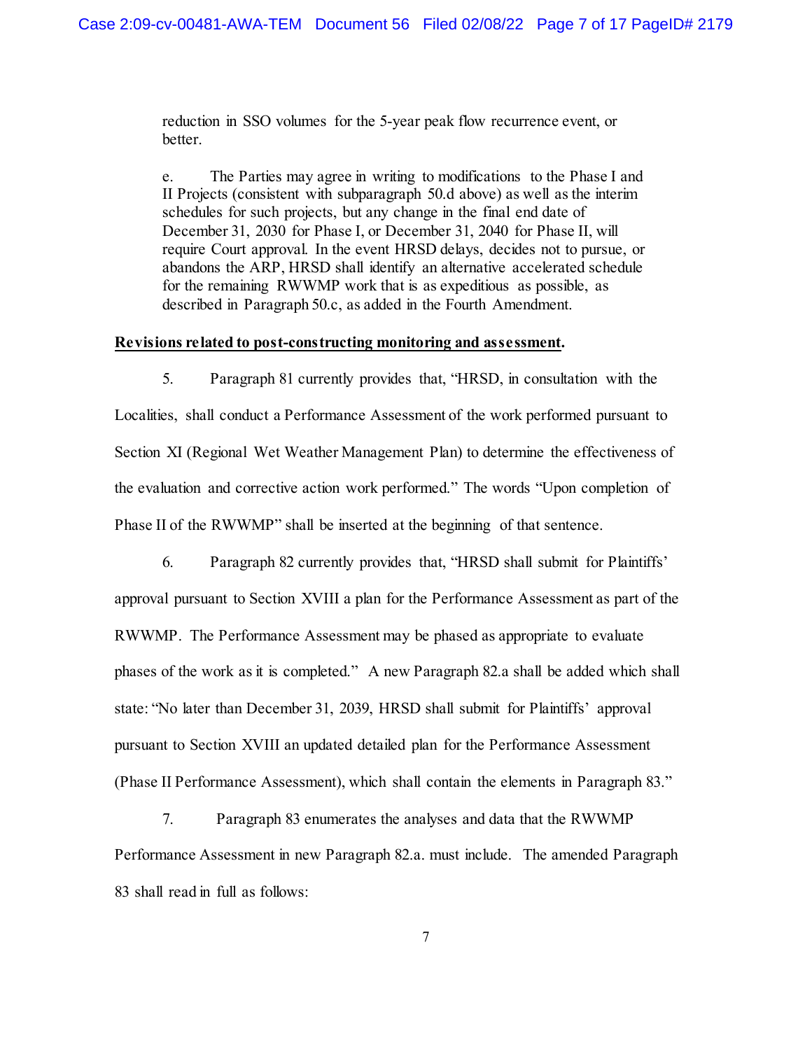reduction in SSO volumes for the 5-year peak flow recurrence event, or better.

e. The Parties may agree in writing to modifications to the Phase I and II Projects (consistent with subparagraph 50.d above) as well as the interim schedules for such projects, but any change in the final end date of December 31, 2030 for Phase I, or December 31, 2040 for Phase II, will require Court approval. In the event HRSD delays, decides not to pursue, or abandons the ARP, HRSD shall identify an alternative accelerated schedule for the remaining RWWMP work that is as expeditious as possible, as described in Paragraph 50.c, as added in the Fourth Amendment.

**<u>Revisions related to post-constructing monitoring and assessment</u>.**

5. Paragraph 81 currently provides that, "HRSD, in consultation with the Localities, shall conduct a Performance Assessment of the work performed pursuant to Section XI (Regional Wet Weather Management Plan) to determine the effectiveness of the evaluation and corrective action work performed." The words "Upon completion of Phase II of the RWWMP" shall be inserted at the beginning of that sentence.

6. Paragraph 82 currently provides that, "HRSD shall submit for Plaintiffs' approval pursuant to Section XVIII a plan for the Performance Assessment as part of the RWWMP. The Performance Assessment may be phased as appropriate to evaluate phases of the work as it is completed." A new Paragraph 82.a shall be added which shall state: "No later than December 31, 2039, HRSD shall submit for Plaintiffs' approval pursuant to Section XVIII an updated detailed plan for the Performance Assessment (Phase II Performance Assessment), which shall contain the elements in Paragraph 83."

7. Paragraph 83 enumerates the analyses and data that the RWWMP Performance Assessment in new Paragraph 82.a. must include. The amended Paragraph 83 shall read in full as follows: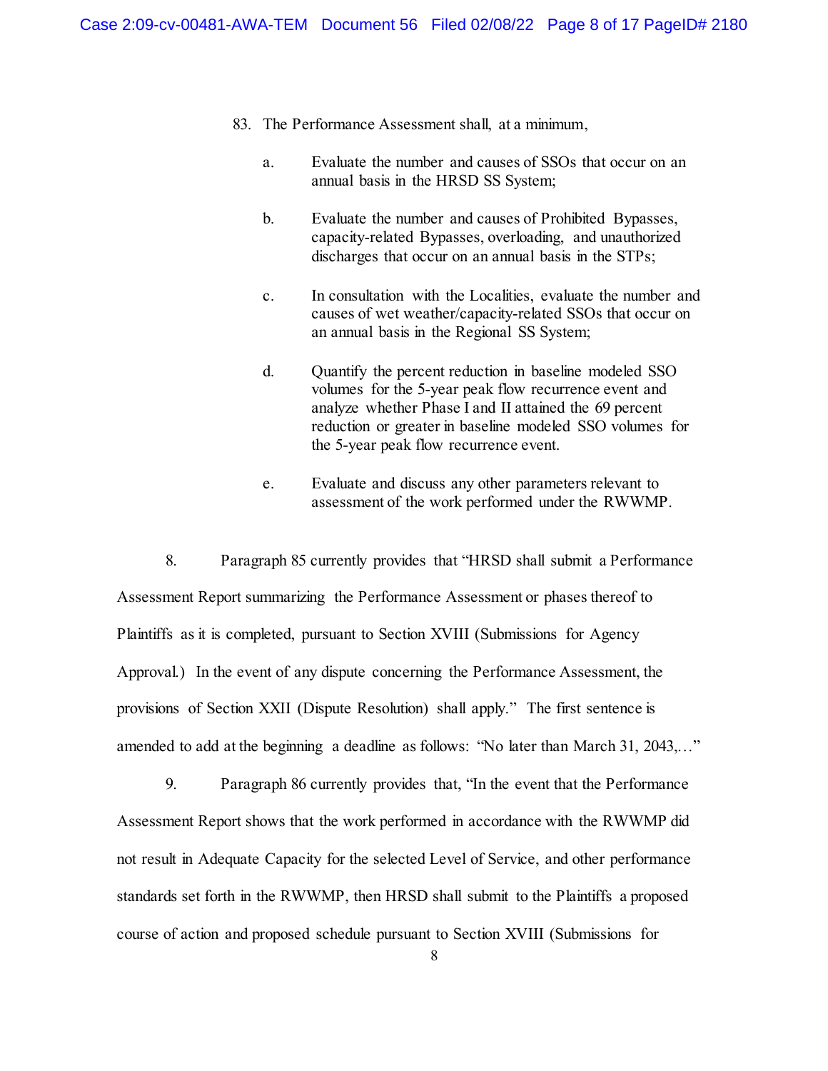83. The Performance Assessment shall, at a minimum,

   a. Evaluate the number and causes of SSOs that occur on an annual basis in the HRSD SS System;

   b. Evaluate the number and causes of Prohibited Bypasses, capacity-related Bypasses, overloading, and unauthorized discharges that occur on an annual basis in the STPs;

   c. In consultation with the Localities, evaluate the number and causes of wet weather/capacity-related SSOs that occur on an annual basis in the Regional SS System;

   d. Quantify the percent reduction in baseline modeled SSO volumes for the 5-year peak flow recurrence event and analyze whether Phase I and II attained the 69 percent reduction or greater in baseline modeled SSO volumes for the 5-year peak flow recurrence event.

   e. Evaluate and discuss any other parameters relevant to assessment of the work performed under the RWWMP.

8. Paragraph 85 currently provides that "HRSD shall submit a Performance Assessment Report summarizing the Performance Assessment or phases thereof to Plaintiffs as it is completed, pursuant to Section XVIII (Submissions for Agency Approval.) In the event of any dispute concerning the Performance Assessment, the provisions of Section XXII (Dispute Resolution) shall apply." The first sentence is amended to add at the beginning a deadline as follows: "No later than March 31, 2043,…"

9. Paragraph 86 currently provides that, "In the event that the Performance Assessment Report shows that the work performed in accordance with the RWWMP did not result in Adequate Capacity for the selected Level of Service, and other performance standards set forth in the RWWMP, then HRSD shall submit to the Plaintiffs a proposed course of action and proposed schedule pursuant to Section XVIII (Submissions for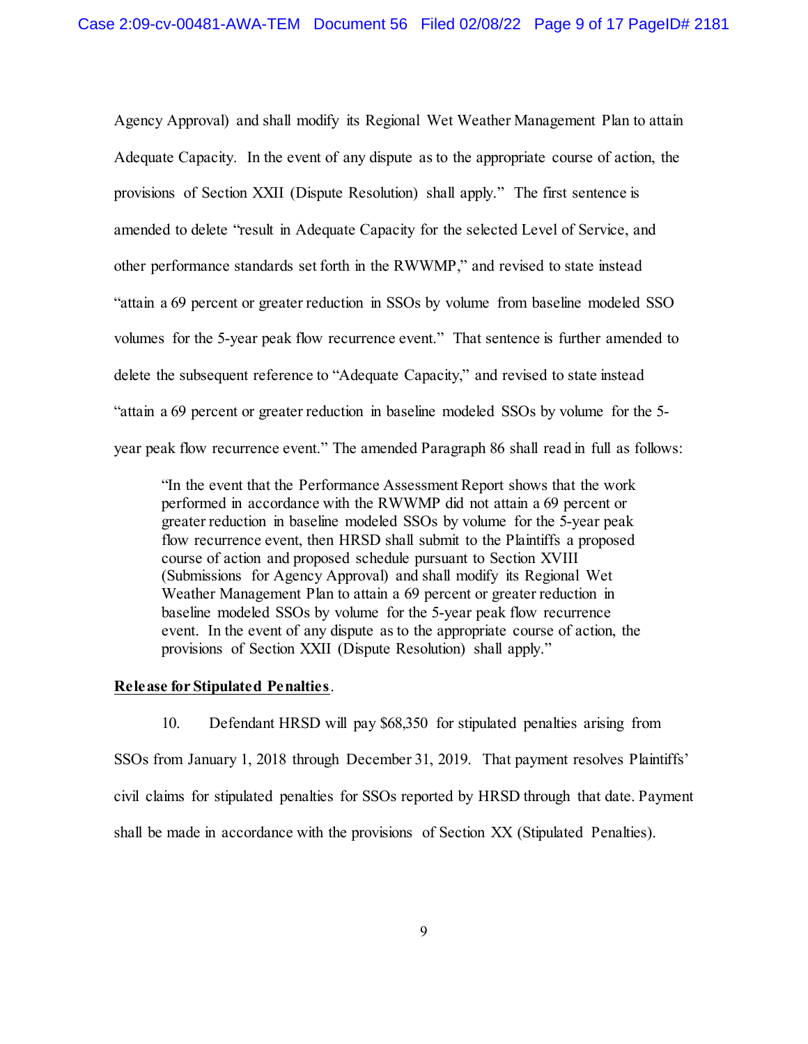Agency Approval) and shall modify its Regional Wet Weather Management Plan to attain Adequate Capacity. In the event of any dispute as to the appropriate course of action, the provisions of Section XXII (Dispute Resolution) shall apply." The first sentence is amended to delete "result in Adequate Capacity for the selected Level of Service, and other performance standards set forth in the RWWMP," and revised to state instead "attain a 69 percent or greater reduction in SSOs by volume from baseline modeled SSO volumes for the 5-year peak flow recurrence event." That sentence is further amended to delete the subsequent reference to "Adequate Capacity," and revised to state instead "attain a 69 percent or greater reduction in baseline modeled SSOs by volume for the 5-year peak flow recurrence event." The amended Paragraph 86 shall read in full as follows:

> "In the event that the Performance Assessment Report shows that the work performed in accordance with the RWWMP did not attain a 69 percent or greater reduction in baseline modeled SSOs by volume for the 5-year peak flow recurrence event, then HRSD shall submit to the Plaintiffs a proposed course of action and proposed schedule pursuant to Section XVIII (Submissions for Agency Approval) and shall modify its Regional Wet Weather Management Plan to attain a 69 percent or greater reduction in baseline modeled SSOs by volume for the 5-year peak flow recurrence event. In the event of any dispute as to the appropriate course of action, the provisions of Section XXII (Dispute Resolution) shall apply."

**Release for Stipulated Penalties**.

10. Defendant HRSD will pay $68,350 for stipulated penalties arising from SSOs from January 1, 2018 through December 31, 2019. That payment resolves Plaintiffs' civil claims for stipulated penalties for SSOs reported by HRSD through that date. Payment shall be made in accordance with the provisions of Section XX (Stipulated Penalties).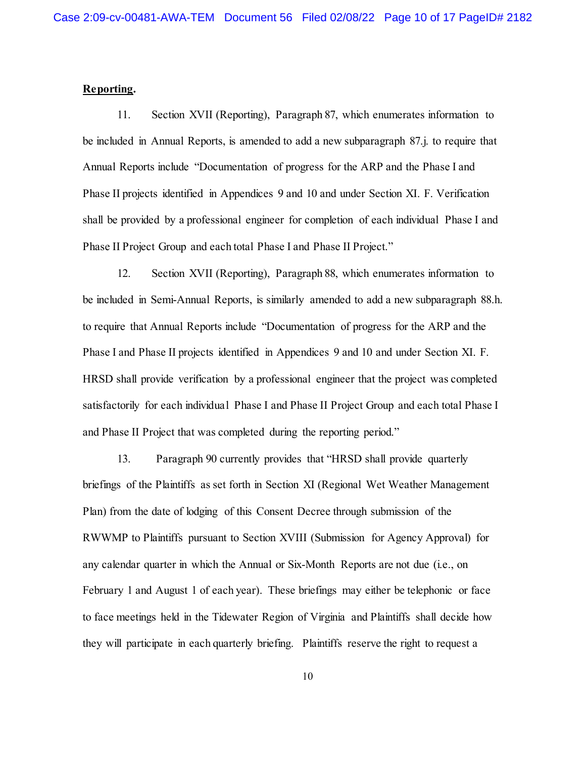**Reporting.**

11. Section XVII (Reporting), Paragraph 87, which enumerates information to be included in Annual Reports, is amended to add a new subparagraph 87.j. to require that Annual Reports include "Documentation of progress for the ARP and the Phase I and Phase II projects identified in Appendices 9 and 10 and under Section XI. F. Verification shall be provided by a professional engineer for completion of each individual Phase I and Phase II Project Group and each total Phase I and Phase II Project."

12. Section XVII (Reporting), Paragraph 88, which enumerates information to be included in Semi-Annual Reports, is similarly amended to add a new subparagraph 88.h. to require that Annual Reports include "Documentation of progress for the ARP and the Phase I and Phase II projects identified in Appendices 9 and 10 and under Section XI. F. HRSD shall provide verification by a professional engineer that the project was completed satisfactorily for each individual Phase I and Phase II Project Group and each total Phase I and Phase II Project that was completed during the reporting period."

13. Paragraph 90 currently provides that "HRSD shall provide quarterly briefings of the Plaintiffs as set forth in Section XI (Regional Wet Weather Management Plan) from the date of lodging of this Consent Decree through submission of the RWWMP to Plaintiffs pursuant to Section XVIII (Submission for Agency Approval) for any calendar quarter in which the Annual or Six-Month Reports are not due (i.e., on February 1 and August 1 of each year). These briefings may either be telephonic or face to face meetings held in the Tidewater Region of Virginia and Plaintiffs shall decide how they will participate in each quarterly briefing. Plaintiffs reserve the right to request a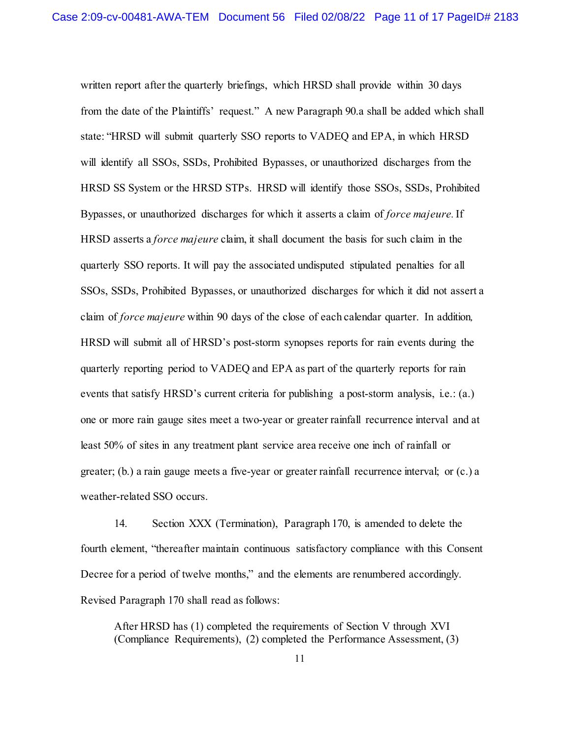written report after the quarterly briefings, which HRSD shall provide within 30 days from the date of the Plaintiffs' request." A new Paragraph 90.a shall be added which shall state: "HRSD will submit quarterly SSO reports to VADEQ and EPA, in which HRSD will identify all SSOs, SSDs, Prohibited Bypasses, or unauthorized discharges from the HRSD SS System or the HRSD STPs. HRSD will identify those SSOs, SSDs, Prohibited Bypasses, or unauthorized discharges for which it asserts a claim of *force majeure.* If HRSD asserts a *force majeure* claim, it shall document the basis for such claim in the quarterly SSO reports. It will pay the associated undisputed stipulated penalties for all SSOs, SSDs, Prohibited Bypasses, or unauthorized discharges for which it did not assert a claim of *force majeure* within 90 days of the close of each calendar quarter. In addition, HRSD will submit all of HRSD's post-storm synopses reports for rain events during the quarterly reporting period to VADEQ and EPA as part of the quarterly reports for rain events that satisfy HRSD's current criteria for publishing a post-storm analysis, i.e.: (a.) one or more rain gauge sites meet a two-year or greater rainfall recurrence interval and at least 50% of sites in any treatment plant service area receive one inch of rainfall or greater; (b.) a rain gauge meets a five-year or greater rainfall recurrence interval; or (c.) a weather-related SSO occurs.

14. Section XXX (Termination), Paragraph 170, is amended to delete the fourth element, "thereafter maintain continuous satisfactory compliance with this Consent Decree for a period of twelve months," and the elements are renumbered accordingly. Revised Paragraph 170 shall read as follows:

> After HRSD has (1) completed the requirements of Section V through XVI (Compliance Requirements), (2) completed the Performance Assessment, (3)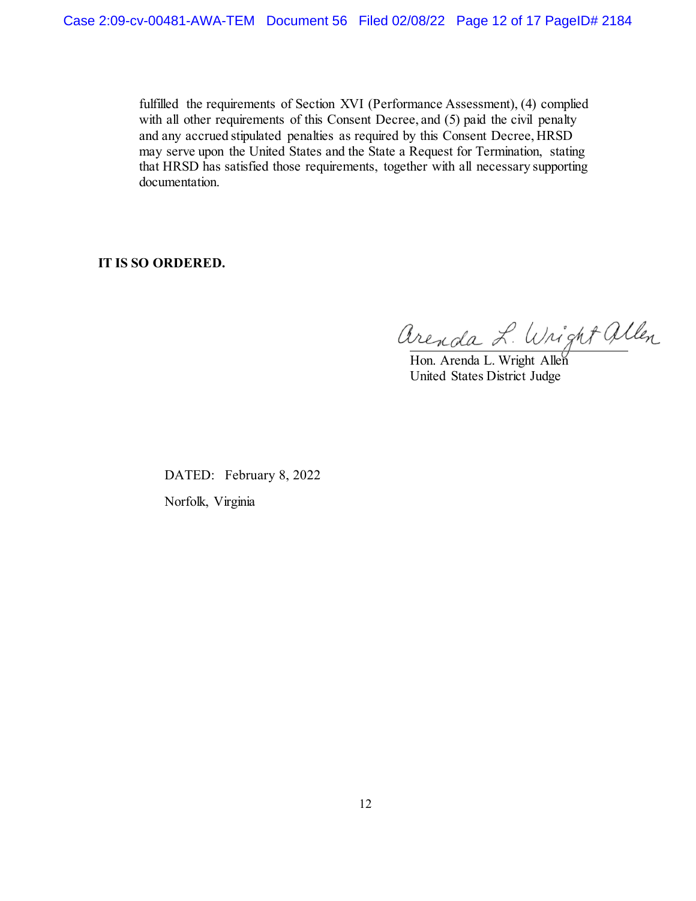fulfilled the requirements of Section XVI (Performance Assessment), (4) complied with all other requirements of this Consent Decree, and (5) paid the civil penalty and any accrued stipulated penalties as required by this Consent Decree, HRSD may serve upon the United States and the State a Request for Termination, stating that HRSD has satisfied those requirements, together with all necessary supporting documentation.

**IT IS SO ORDERED.**

Arenda L. Wright Allen

Hon. Arenda L. Wright Allen
United States District Judge

DATED: February 8, 2022

Norfolk, Virginia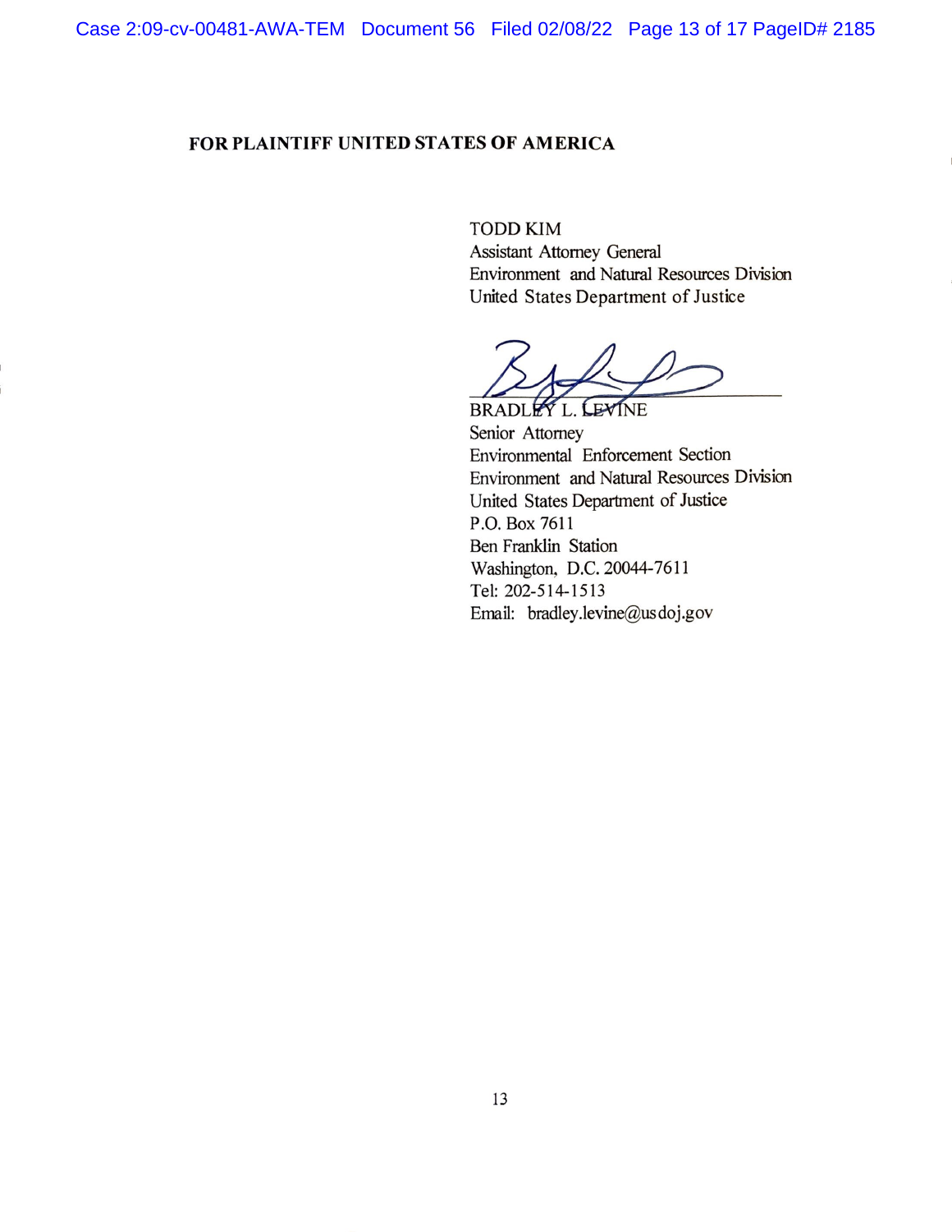**FOR PLAINTIFF UNITED STATES OF AMERICA**

TODD KIM
Assistant Attorney General
Environment and Natural Resources Division
United States Department of Justice

BRADLEY L. LEVINE
Senior Attorney
Environmental Enforcement Section
Environment and Natural Resources Division
United States Department of Justice
P.O. Box 7611
Ben Franklin Station
Washington, D.C. 20044-7611
Tel: 202-514-1513
Email: bradley.levine@usdoj.gov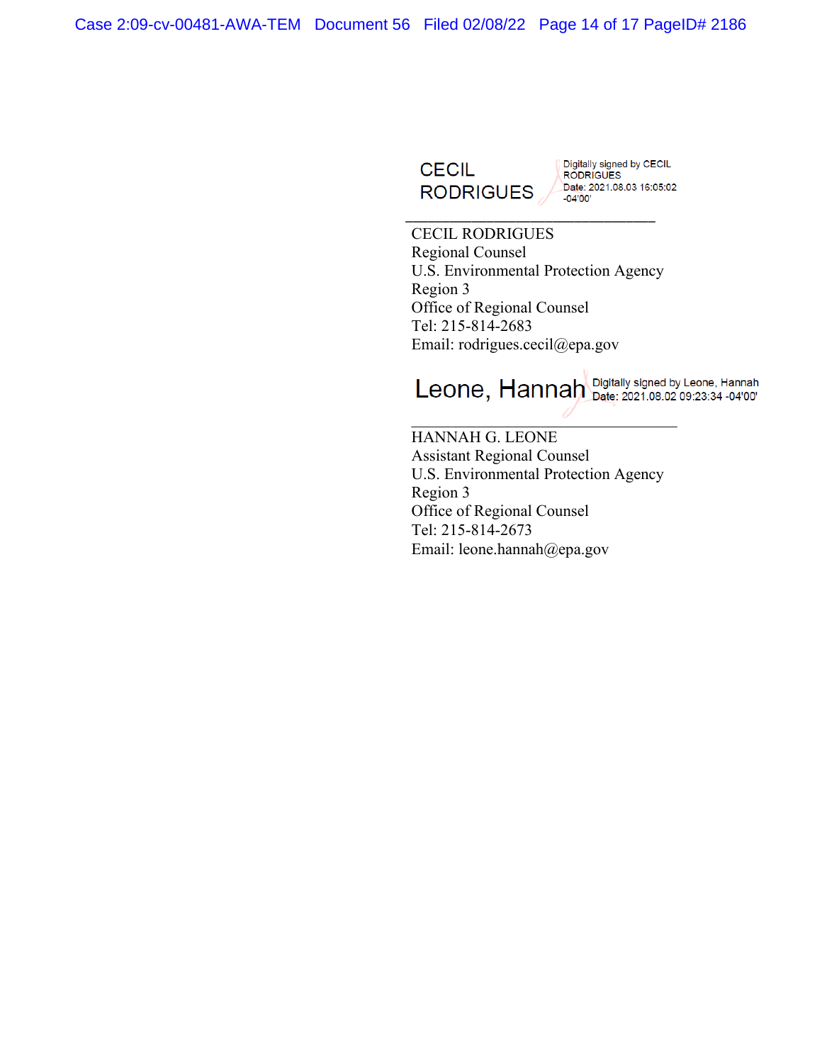CECIL RODRIGUES Digitally signed by CECIL RODRIGUES Date: 2021.08.03 16:05:02 -04'00'

\_\_\_\_\_\_\_\_\_\_\_\_\_\_\_\_\_\_\_\_\_\_\_\_\_\_\_\_\_\_\_\_

CECIL RODRIGUES
Regional Counsel
U.S. Environmental Protection Agency
Region 3
Office of Regional Counsel
Tel: 215-814-2683
Email: rodrigues.cecil@epa.gov

Leone, Hannah Digitally signed by Leone, Hannah Date: 2021.08.02 09:23:34 -04'00'

\_\_\_\_\_\_\_\_\_\_\_\_\_\_\_\_\_\_\_\_\_\_\_\_\_\_\_\_\_\_\_\_

HANNAH G. LEONE
Assistant Regional Counsel
U.S. Environmental Protection Agency
Region 3
Office of Regional Counsel
Tel: 215-814-2673
Email: leone.hannah@epa.gov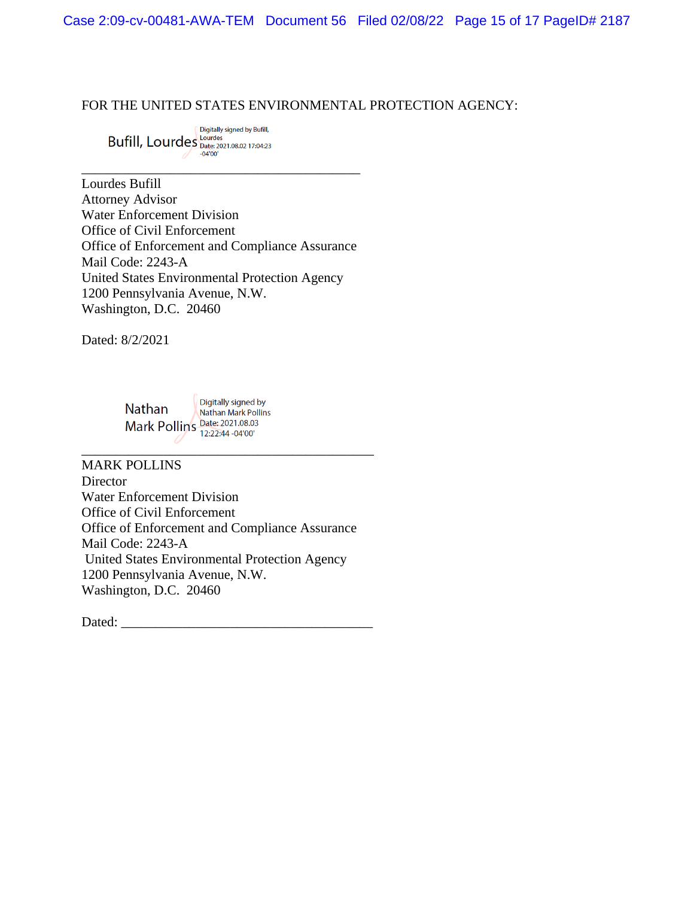FOR THE UNITED STATES ENVIRONMENTAL PROTECTION AGENCY:

Bufill, Lourdes Digitally signed by Bufill, Lourdes Date: 2021.08.02 17:04:23 -04'00'

\_\_\_\_\_\_\_\_\_\_\_\_\_\_\_\_\_\_\_\_\_\_\_\_\_\_\_\_\_\_\_\_\_\_\_\_\_\_\_\_\_

Lourdes Bufill
Attorney Advisor
Water Enforcement Division
Office of Civil Enforcement
Office of Enforcement and Compliance Assurance
Mail Code: 2243-A
United States Environmental Protection Agency
1200 Pennsylvania Avenue, N.W.
Washington, D.C. 20460

Dated: 8/2/2021

Nathan Mark Pollins Digitally signed by Nathan Mark Pollins Date: 2021.08.03 12:22:44 -04'00'

\_\_\_\_\_\_\_\_\_\_\_\_\_\_\_\_\_\_\_\_\_\_\_\_\_\_\_\_\_\_\_\_\_\_\_\_\_\_\_\_\_\_\_

MARK POLLINS
Director
Water Enforcement Division
Office of Civil Enforcement
Office of Enforcement and Compliance Assurance
Mail Code: 2243-A
United States Environmental Protection Agency
1200 Pennsylvania Avenue, N.W.
Washington, D.C. 20460

Dated: \_\_\_\_\_\_\_\_\_\_\_\_\_\_\_\_\_\_\_\_\_\_\_\_\_\_\_\_\_\_\_\_\_\_\_\_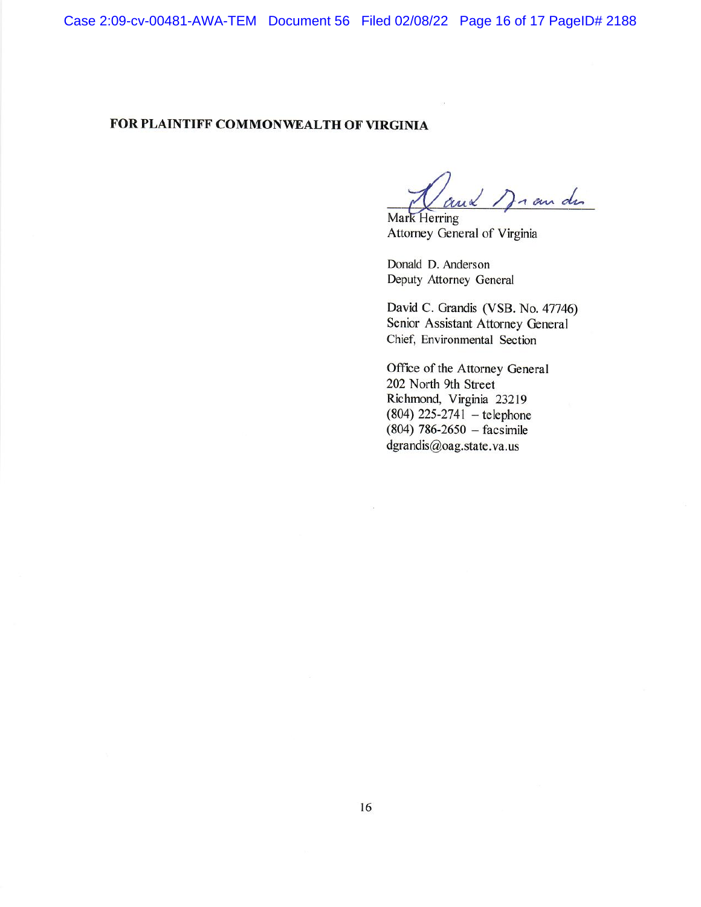**FOR PLAINTIFF COMMONWEALTH OF VIRGINIA**

Mark Herring
Attorney General of Virginia

Donald D. Anderson
Deputy Attorney General

David C. Grandis (VSB. No. 47746)
Senior Assistant Attorney General
Chief, Environmental Section

Office of the Attorney General
202 North 9th Street
Richmond, Virginia 23219
(804) 225-2741 – telephone
(804) 786-2650 – facsimile
dgrandis@oag.state.va.us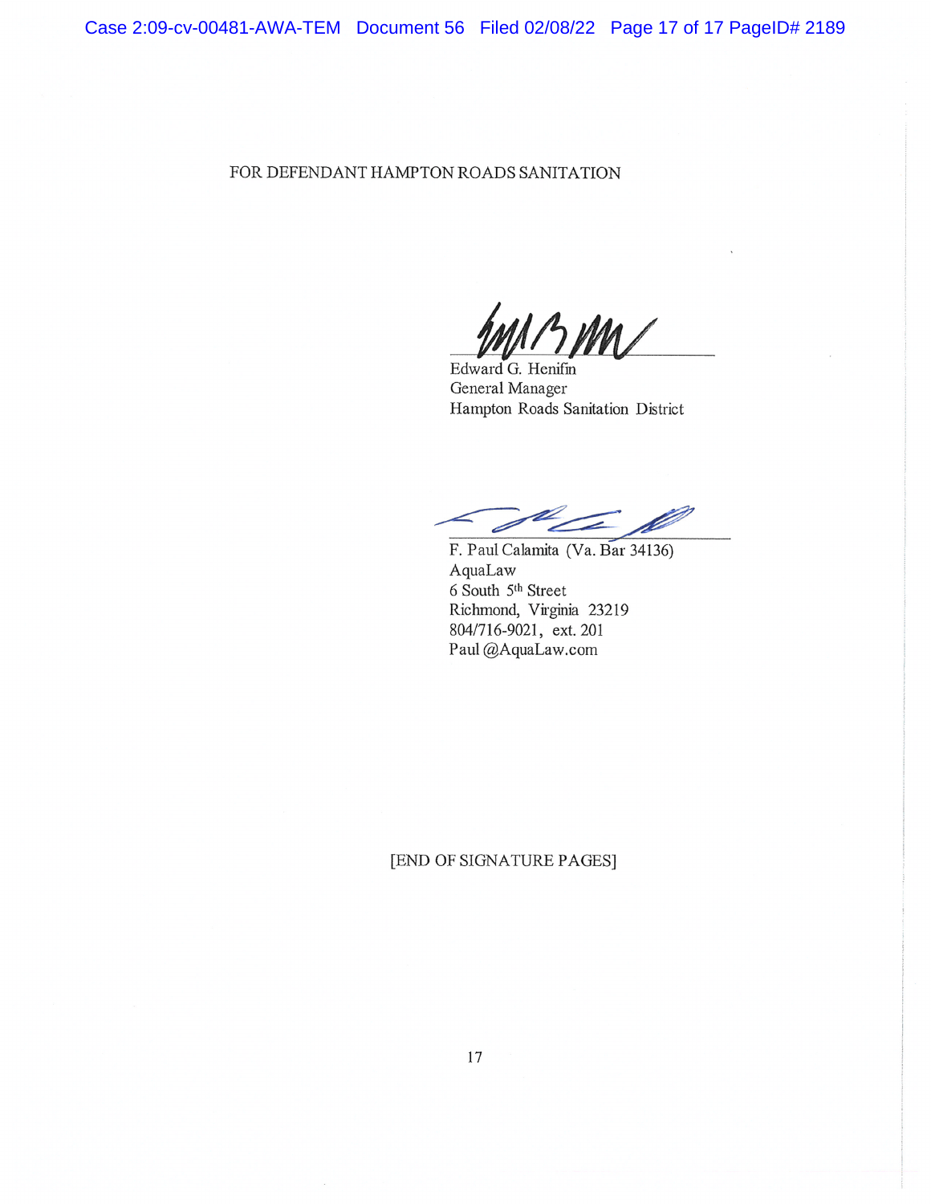FOR DEFENDANT HAMPTON ROADS SANITATION

Edward G. Henifin
General Manager
Hampton Roads Sanitation District

F. Paul Calamita (Va. Bar 34136)
AquaLaw
6 South 5th Street
Richmond, Virginia 23219
804/716-9021, ext. 201
Paul @AquaLaw.com

[END OF SIGNATURE PAGES]